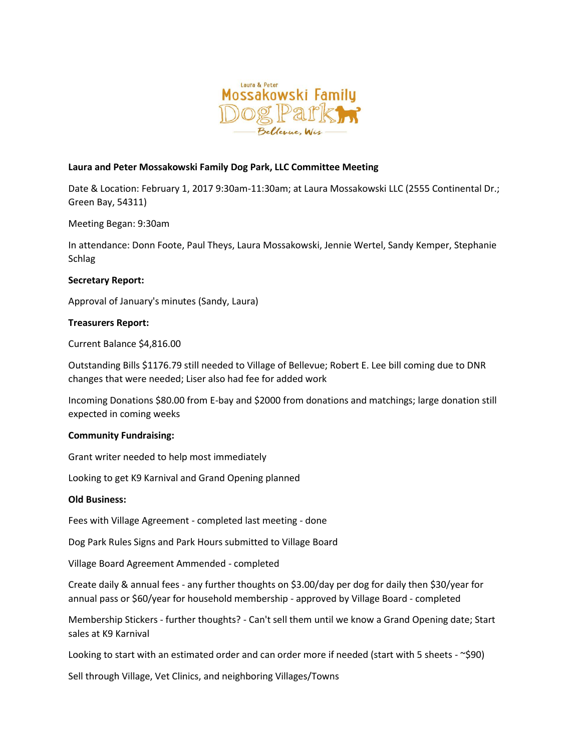Laura & Peter Mossakowski Family Dog Park — Bellevue, Wis

**Laura and Peter Mossakowski Family Dog Park, LLC Committee Meeting**

Date & Location: February 1, 2017 9:30am-11:30am; at Laura Mossakowski LLC (2555 Continental Dr.; Green Bay, 54311)

Meeting Began: 9:30am

In attendance: Donn Foote, Paul Theys, Laura Mossakowski, Jennie Wertel, Sandy Kemper, Stephanie Schlag

**Secretary Report:**

Approval of January's minutes (Sandy, Laura)

**Treasurers Report:**

Current Balance $4,816.00

Outstanding Bills $1176.79 still needed to Village of Bellevue; Robert E. Lee bill coming due to DNR changes that were needed; Liser also had fee for added work

Incoming Donations $80.00 from E-bay and $2000 from donations and matchings; large donation still expected in coming weeks

**Community Fundraising:**

Grant writer needed to help most immediately

Looking to get K9 Karnival and Grand Opening planned

**Old Business:**

Fees with Village Agreement - completed last meeting - done

Dog Park Rules Signs and Park Hours submitted to Village Board

Village Board Agreement Ammended - completed

Create daily & annual fees - any further thoughts on $3.00/day per dog for daily then $30/year for annual pass or $60/year for household membership - approved by Village Board - completed

Membership Stickers - further thoughts? - Can't sell them until we know a Grand Opening date; Start sales at K9 Karnival

Looking to start with an estimated order and can order more if needed (start with 5 sheets - ~$90)

Sell through Village, Vet Clinics, and neighboring Villages/Towns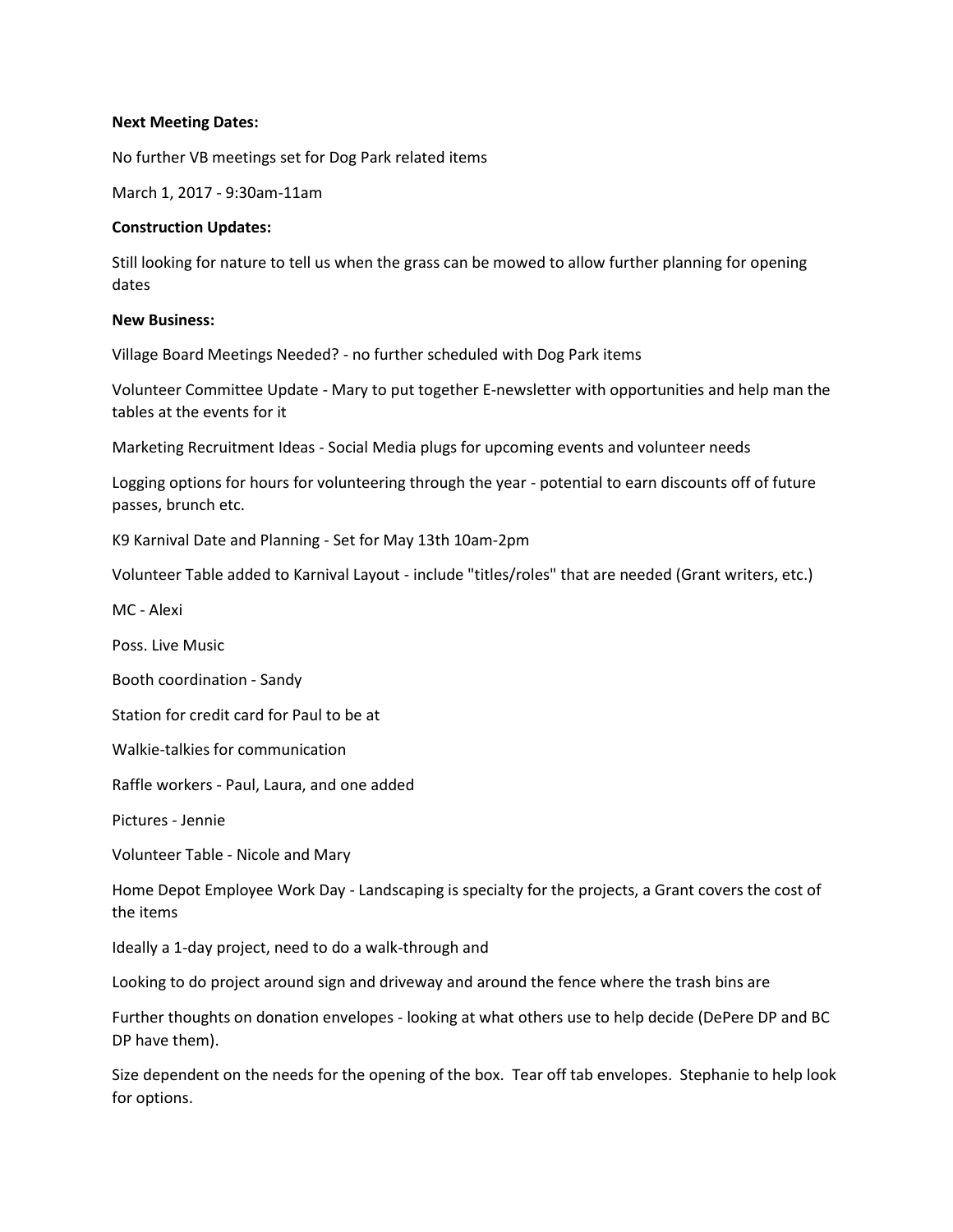**Next Meeting Dates:**

No further VB meetings set for Dog Park related items

March 1, 2017 - 9:30am-11am

**Construction Updates:**

Still looking for nature to tell us when the grass can be mowed to allow further planning for opening dates

**New Business:**

Village Board Meetings Needed? - no further scheduled with Dog Park items

Volunteer Committee Update - Mary to put together E-newsletter with opportunities and help man the tables at the events for it

Marketing Recruitment Ideas - Social Media plugs for upcoming events and volunteer needs

Logging options for hours for volunteering through the year - potential to earn discounts off of future passes, brunch etc.

K9 Karnival Date and Planning - Set for May 13th 10am-2pm

Volunteer Table added to Karnival Layout - include "titles/roles" that are needed (Grant writers, etc.)

MC - Alexi

Poss. Live Music

Booth coordination - Sandy

Station for credit card for Paul to be at

Walkie-talkies for communication

Raffle workers - Paul, Laura, and one added

Pictures - Jennie

Volunteer Table - Nicole and Mary

Home Depot Employee Work Day - Landscaping is specialty for the projects, a Grant covers the cost of the items

Ideally a 1-day project, need to do a walk-through and

Looking to do project around sign and driveway and around the fence where the trash bins are

Further thoughts on donation envelopes - looking at what others use to help decide (DePere DP and BC DP have them).

Size dependent on the needs for the opening of the box. Tear off tab envelopes. Stephanie to help look for options.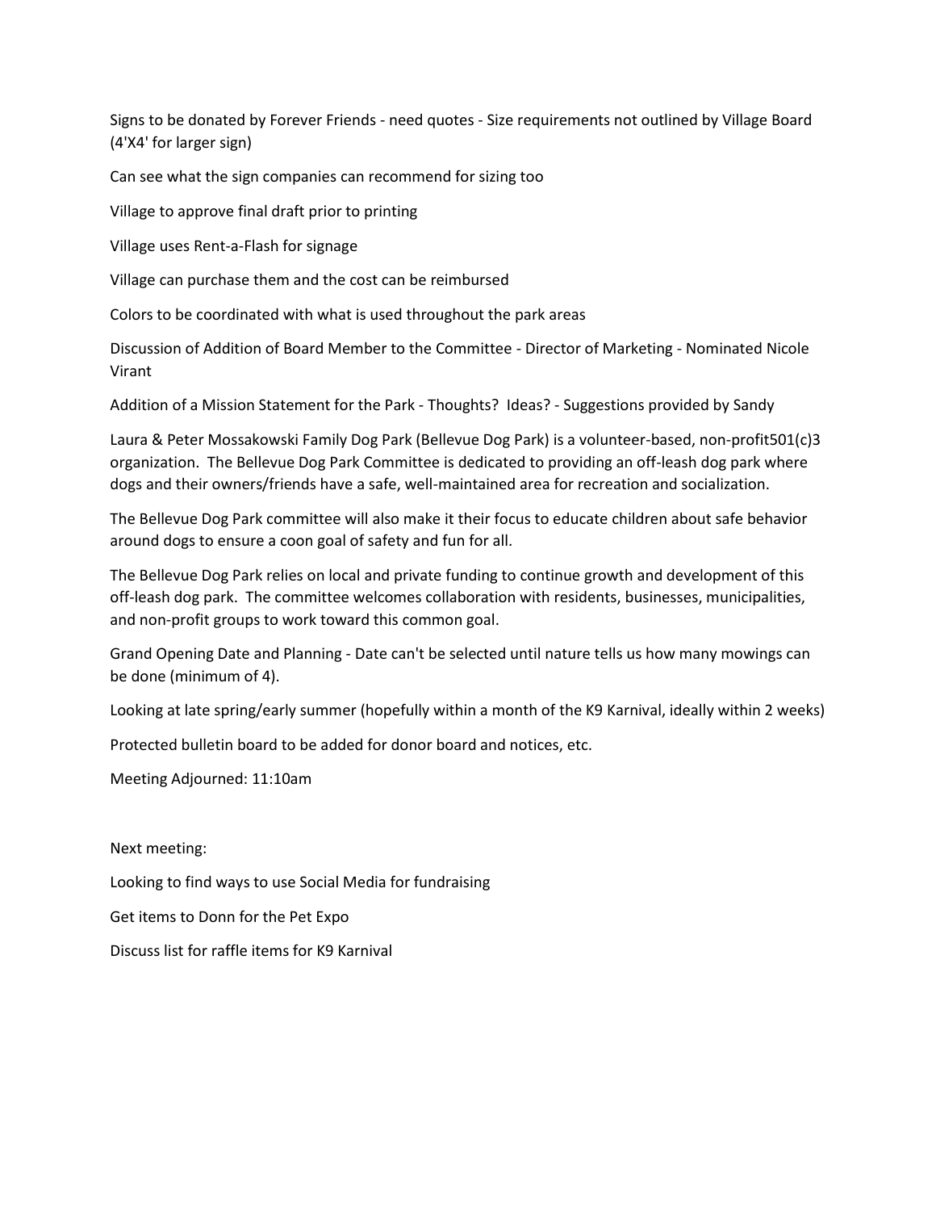Signs to be donated by Forever Friends - need quotes - Size requirements not outlined by Village Board (4'X4' for larger sign)

Can see what the sign companies can recommend for sizing too

Village to approve final draft prior to printing

Village uses Rent-a-Flash for signage

Village can purchase them and the cost can be reimbursed

Colors to be coordinated with what is used throughout the park areas

Discussion of Addition of Board Member to the Committee - Director of Marketing - Nominated Nicole Virant

Addition of a Mission Statement for the Park - Thoughts? Ideas? - Suggestions provided by Sandy

Laura & Peter Mossakowski Family Dog Park (Bellevue Dog Park) is a volunteer-based, non-profit501(c)3 organization. The Bellevue Dog Park Committee is dedicated to providing an off-leash dog park where dogs and their owners/friends have a safe, well-maintained area for recreation and socialization.

The Bellevue Dog Park committee will also make it their focus to educate children about safe behavior around dogs to ensure a coon goal of safety and fun for all.

The Bellevue Dog Park relies on local and private funding to continue growth and development of this off-leash dog park. The committee welcomes collaboration with residents, businesses, municipalities, and non-profit groups to work toward this common goal.

Grand Opening Date and Planning - Date can't be selected until nature tells us how many mowings can be done (minimum of 4).

Looking at late spring/early summer (hopefully within a month of the K9 Karnival, ideally within 2 weeks)

Protected bulletin board to be added for donor board and notices, etc.

Meeting Adjourned: 11:10am

Next meeting:

Looking to find ways to use Social Media for fundraising

Get items to Donn for the Pet Expo

Discuss list for raffle items for K9 Karnival